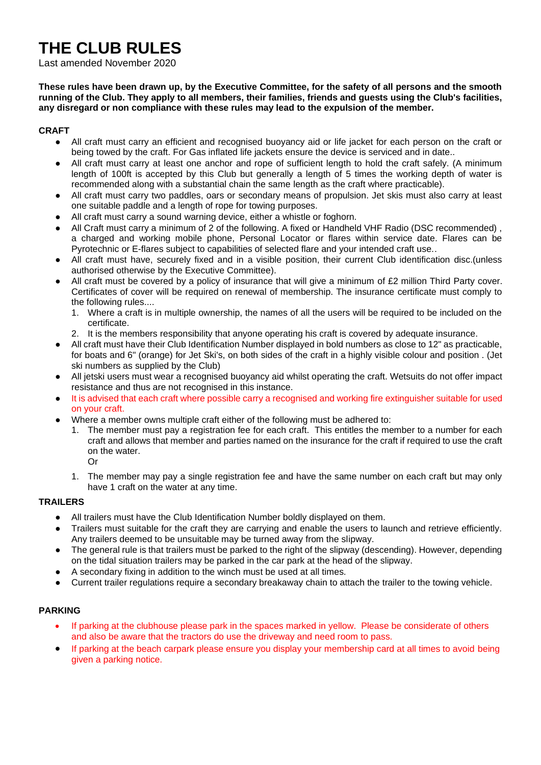# THE CLUB RULES

Last amended November 2020

**These rules have been drawn up, by the Executive Committee, for the safety of all persons and the smooth running of the Club. They apply to all members, their families, friends and guests using the Club's facilities, any disregard or non compliance with these rules may lead to the expulsion of the member.**

### CRAFT

- All craft must carry an efficient and recognised buoyancy aid or life jacket for each person on the craft or being towed by the craft. For Gas inflated life jackets ensure the device is serviced and in date..
- All craft must carry at least one anchor and rope of sufficient length to hold the craft safely. (A minimum length of 100ft is accepted by this Club but generally a length of 5 times the working depth of water is recommended along with a substantial chain the same length as the craft where practicable).
- All craft must carry two paddles, oars or secondary means of propulsion. Jet skis must also carry at least one suitable paddle and a length of rope for towing purposes.
- All craft must carry a sound warning device, either a whistle or foghorn.
- All Craft must carry a minimum of 2 of the following. A fixed or Handheld VHF Radio (DSC recommended) , a charged and working mobile phone, Personal Locator or flares within service date. Flares can be Pyrotechnic or E-flares subject to capabilities of selected flare and your intended craft use..
- All craft must have, securely fixed and in a visible position, their current Club identification disc.(unless authorised otherwise by the Executive Committee).
- All craft must be covered by a policy of insurance that will give a minimum of £2 million Third Party cover. Certificates of cover will be required on renewal of membership. The insurance certificate must comply to the following rules....
  1. Where a craft is in multiple ownership, the names of all the users will be required to be included on the certificate.
  2. It is the members responsibility that anyone operating his craft is covered by adequate insurance.
- All craft must have their Club Identification Number displayed in bold numbers as close to 12" as practicable, for boats and 6" (orange) for Jet Ski's, on both sides of the craft in a highly visible colour and position . (Jet ski numbers as supplied by the Club)
- All jetski users must wear a recognised buoyancy aid whilst operating the craft. Wetsuits do not offer impact resistance and thus are not recognised in this instance.
- It is advised that each craft where possible carry a recognised and working fire extinguisher suitable for used on your craft.
- Where a member owns multiple craft either of the following must be adhered to:
  1. The member must pay a registration fee for each craft. This entitles the member to a number for each craft and allows that member and parties named on the insurance for the craft if required to use the craft on the water.
     Or
  1. The member may pay a single registration fee and have the same number on each craft but may only have 1 craft on the water at any time.

### TRAILERS

- All trailers must have the Club Identification Number boldly displayed on them.
- Trailers must suitable for the craft they are carrying and enable the users to launch and retrieve efficiently. Any trailers deemed to be unsuitable may be turned away from the slipway.
- The general rule is that trailers must be parked to the right of the slipway (descending). However, depending on the tidal situation trailers may be parked in the car park at the head of the slipway.
- A secondary fixing in addition to the winch must be used at all times.
- Current trailer regulations require a secondary breakaway chain to attach the trailer to the towing vehicle.

### PARKING

- If parking at the clubhouse please park in the spaces marked in yellow. Please be considerate of others and also be aware that the tractors do use the driveway and need room to pass.
- If parking at the beach carpark please ensure you display your membership card at all times to avoid being given a parking notice.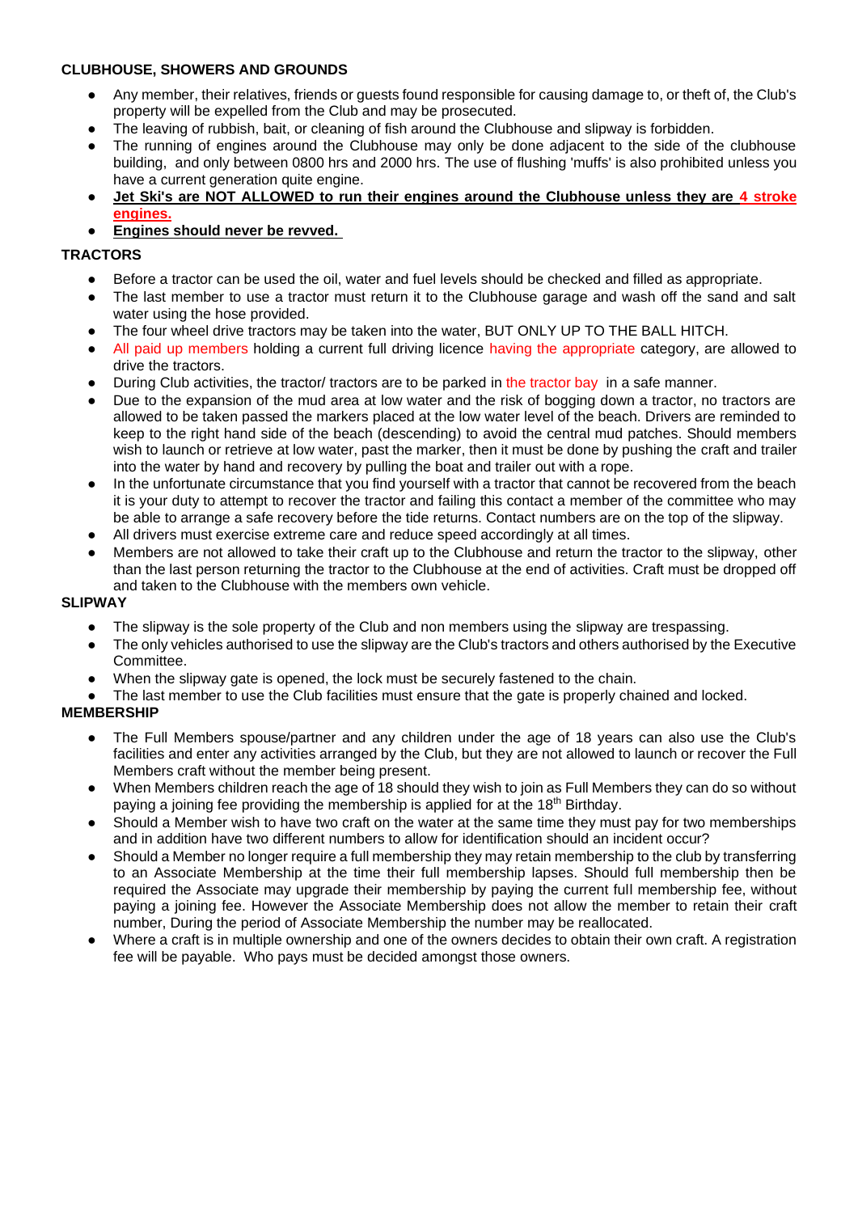**CLUBHOUSE, SHOWERS AND GROUNDS**

- Any member, their relatives, friends or guests found responsible for causing damage to, or theft of, the Club's property will be expelled from the Club and may be prosecuted.
- The leaving of rubbish, bait, or cleaning of fish around the Clubhouse and slipway is forbidden.
- The running of engines around the Clubhouse may only be done adjacent to the side of the clubhouse building, and only between 0800 hrs and 2000 hrs. The use of flushing 'muffs' is also prohibited unless you have a current generation quite engine.
- **Jet Ski's are NOT ALLOWED to run their engines around the Clubhouse unless they are 4 stroke engines.**
- **Engines should never be revved.**

**TRACTORS**

- Before a tractor can be used the oil, water and fuel levels should be checked and filled as appropriate.
- The last member to use a tractor must return it to the Clubhouse garage and wash off the sand and salt water using the hose provided.
- The four wheel drive tractors may be taken into the water, BUT ONLY UP TO THE BALL HITCH.
- All paid up members holding a current full driving licence having the appropriate category, are allowed to drive the tractors.
- During Club activities, the tractor/ tractors are to be parked in the tractor bay in a safe manner.
- Due to the expansion of the mud area at low water and the risk of bogging down a tractor, no tractors are allowed to be taken passed the markers placed at the low water level of the beach. Drivers are reminded to keep to the right hand side of the beach (descending) to avoid the central mud patches. Should members wish to launch or retrieve at low water, past the marker, then it must be done by pushing the craft and trailer into the water by hand and recovery by pulling the boat and trailer out with a rope.
- In the unfortunate circumstance that you find yourself with a tractor that cannot be recovered from the beach it is your duty to attempt to recover the tractor and failing this contact a member of the committee who may be able to arrange a safe recovery before the tide returns. Contact numbers are on the top of the slipway.
- All drivers must exercise extreme care and reduce speed accordingly at all times.
- Members are not allowed to take their craft up to the Clubhouse and return the tractor to the slipway, other than the last person returning the tractor to the Clubhouse at the end of activities. Craft must be dropped off and taken to the Clubhouse with the members own vehicle.

**SLIPWAY**

- The slipway is the sole property of the Club and non members using the slipway are trespassing.
- The only vehicles authorised to use the slipway are the Club's tractors and others authorised by the Executive Committee.
- When the slipway gate is opened, the lock must be securely fastened to the chain.
- The last member to use the Club facilities must ensure that the gate is properly chained and locked.

**MEMBERSHIP**

- The Full Members spouse/partner and any children under the age of 18 years can also use the Club's facilities and enter any activities arranged by the Club, but they are not allowed to launch or recover the Full Members craft without the member being present.
- When Members children reach the age of 18 should they wish to join as Full Members they can do so without paying a joining fee providing the membership is applied for at the 18th Birthday.
- Should a Member wish to have two craft on the water at the same time they must pay for two memberships and in addition have two different numbers to allow for identification should an incident occur?
- Should a Member no longer require a full membership they may retain membership to the club by transferring to an Associate Membership at the time their full membership lapses. Should full membership then be required the Associate may upgrade their membership by paying the current full membership fee, without paying a joining fee. However the Associate Membership does not allow the member to retain their craft number, During the period of Associate Membership the number may be reallocated.
- Where a craft is in multiple ownership and one of the owners decides to obtain their own craft. A registration fee will be payable. Who pays must be decided amongst those owners.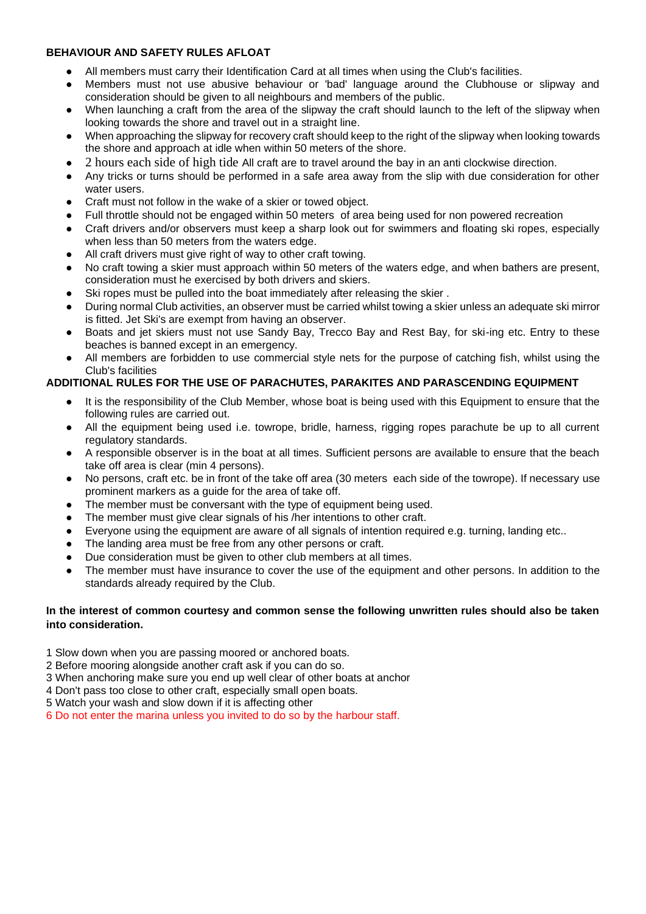### BEHAVIOUR AND SAFETY RULES AFLOAT

- All members must carry their Identification Card at all times when using the Club's facilities.
- Members must not use abusive behaviour or 'bad' language around the Clubhouse or slipway and consideration should be given to all neighbours and members of the public.
- When launching a craft from the area of the slipway the craft should launch to the left of the slipway when looking towards the shore and travel out in a straight line.
- When approaching the slipway for recovery craft should keep to the right of the slipway when looking towards the shore and approach at idle when within 50 meters of the shore.
- 2 hours each side of high tide All craft are to travel around the bay in an anti clockwise direction.
- Any tricks or turns should be performed in a safe area away from the slip with due consideration for other water users.
- Craft must not follow in the wake of a skier or towed object.
- Full throttle should not be engaged within 50 meters of area being used for non powered recreation
- Craft drivers and/or observers must keep a sharp look out for swimmers and floating ski ropes, especially when less than 50 meters from the waters edge.
- All craft drivers must give right of way to other craft towing.
- No craft towing a skier must approach within 50 meters of the waters edge, and when bathers are present, consideration must he exercised by both drivers and skiers.
- Ski ropes must be pulled into the boat immediately after releasing the skier .
- During normal Club activities, an observer must be carried whilst towing a skier unless an adequate ski mirror is fitted. Jet Ski's are exempt from having an observer.
- Boats and jet skiers must not use Sandy Bay, Trecco Bay and Rest Bay, for ski-ing etc. Entry to these beaches is banned except in an emergency.
- All members are forbidden to use commercial style nets for the purpose of catching fish, whilst using the Club's facilities

### ADDITIONAL RULES FOR THE USE OF PARACHUTES, PARAKITES AND PARASCENDING EQUIPMENT

- It is the responsibility of the Club Member, whose boat is being used with this Equipment to ensure that the following rules are carried out.
- All the equipment being used i.e. towrope, bridle, harness, rigging ropes parachute be up to all current regulatory standards.
- A responsible observer is in the boat at all times. Sufficient persons are available to ensure that the beach take off area is clear (min 4 persons).
- No persons, craft etc. be in front of the take off area (30 meters each side of the towrope). If necessary use prominent markers as a guide for the area of take off.
- The member must be conversant with the type of equipment being used.
- The member must give clear signals of his /her intentions to other craft.
- Everyone using the equipment are aware of all signals of intention required e.g. turning, landing etc..
- The landing area must be free from any other persons or craft.
- Due consideration must be given to other club members at all times.
- The member must have insurance to cover the use of the equipment and other persons. In addition to the standards already required by the Club.

**In the interest of common courtesy and common sense the following unwritten rules should also be taken into consideration.**

1 Slow down when you are passing moored or anchored boats.
2 Before mooring alongside another craft ask if you can do so.
3 When anchoring make sure you end up well clear of other boats at anchor
4 Don't pass too close to other craft, especially small open boats.
5 Watch your wash and slow down if it is affecting other
6 Do not enter the marina unless you invited to do so by the harbour staff.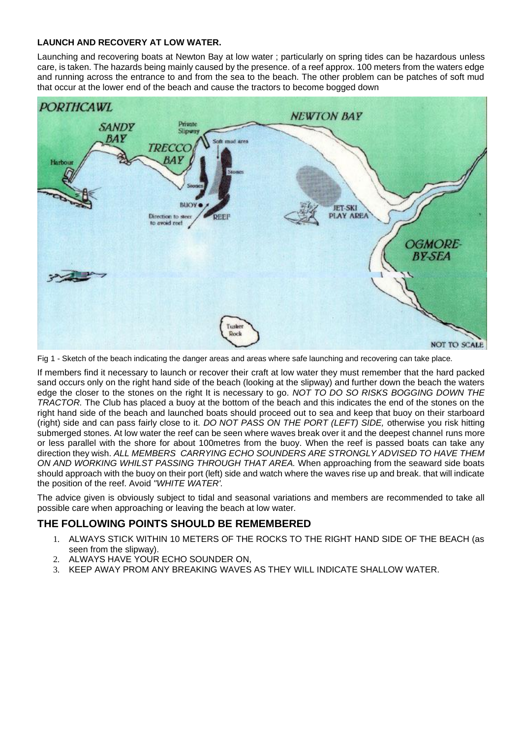**LAUNCH AND RECOVERY AT LOW WATER.**

Launching and recovering boats at Newton Bay at low water ; particularly on spring tides can be hazardous unless care, is taken. The hazards being mainly caused by the presence. of a reef approx. 100 meters from the waters edge and running across the entrance to and from the sea to the beach. The other problem can be patches of soft mud that occur at the lower end of the beach and cause the tractors to become bogged down

PORTHCAWL
SANDY BAY
Harbour
Private Slipway
TRECCO BAY
Soft mud area
Stones
Stones
BUOY
Direction to steer to avoid reef
REEF
NEWTON BAY
JET-SKI PLAY AREA
OGMORE-BY-SEA
Tusker Rock
NOT TO SCALE

Fig 1 - Sketch of the beach indicating the danger areas and areas where safe launching and recovering can take place.

If members find it necessary to launch or recover their craft at low water they must remember that the hard packed sand occurs only on the right hand side of the beach (looking at the slipway) and further down the beach the waters edge the closer to the stones on the right It is necessary to go. *NOT TO DO SO RISKS BOGGING DOWN THE TRACTOR.* The Club has placed a buoy at the bottom of the beach and this indicates the end of the stones on the right hand side of the beach and launched boats should proceed out to sea and keep that buoy on their starboard (right) side and can pass fairly close to it. *DO NOT PASS ON THE PORT (LEFT) SIDE,* otherwise you risk hitting submerged stones. At low water the reef can be seen where waves break over it and the deepest channel runs more or less parallel with the shore for about 100metres from the buoy. When the reef is passed boats can take any direction they wish. *ALL MEMBERS CARRYING ECHO SOUNDERS ARE STRONGLY ADVISED TO HAVE THEM ON AND WORKING WHILST PASSING THROUGH THAT AREA.* When approaching from the seaward side boats should approach with the buoy on their port (left) side and watch where the waves rise up and break. that will indicate the position of the reef. Avoid *"WHITE WATER'.*

The advice given is obviously subject to tidal and seasonal variations and members are recommended to take all possible care when approaching or leaving the beach at low water.

## THE FOLLOWING POINTS SHOULD BE REMEMBERED

1. ALWAYS STICK WITHIN 10 METERS OF THE ROCKS TO THE RIGHT HAND SIDE OF THE BEACH (as seen from the slipway).
2. ALWAYS HAVE YOUR ECHO SOUNDER ON,
3. KEEP AWAY PROM ANY BREAKING WAVES AS THEY WILL INDICATE SHALLOW WATER.